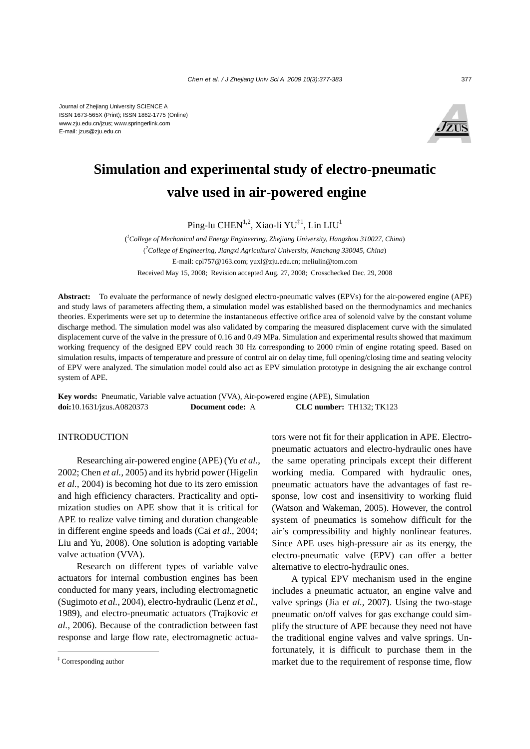Journal of Zhejiang University SCIENCE A
ISSN 1673-565X (Print); ISSN 1862-1775 (Online)
www.zju.edu.cn/jzus; www.springerlink.com
E-mail: jzus@zju.edu.cn

# Simulation and experimental study of electro-pneumatic valve used in air-powered engine

Ping-lu CHEN[1,2], Xiao-li YU[‡1], Lin LIU[1]

([1]*College of Mechanical and Energy Engineering, Zhejiang University, Hangzhou 310027, China*)
([2]*College of Engineering, Jiangxi Agricultural University, Nanchang 330045, China*)
E-mail: cpl757@163.com; yuxl@zju.edu.cn; meliulin@tom.com
Received May 15, 2008; Revision accepted Aug. 27, 2008; Crosschecked Dec. 29, 2008

**Abstract:** To evaluate the performance of newly designed electro-pneumatic valves (EPVs) for the air-powered engine (APE) and study laws of parameters affecting them, a simulation model was established based on the thermodynamics and mechanics theories. Experiments were set up to determine the instantaneous effective orifice area of solenoid valve by the constant volume discharge method. The simulation model was also validated by comparing the measured displacement curve with the simulated displacement curve of the valve in the pressure of 0.16 and 0.49 MPa. Simulation and experimental results showed that maximum working frequency of the designed EPV could reach 30 Hz corresponding to 2000 r/min of engine rotating speed. Based on simulation results, impacts of temperature and pressure of control air on delay time, full opening/closing time and seating velocity of EPV were analyzed. The simulation model could also act as EPV simulation prototype in designing the air exchange control system of APE.

**Key words:** Pneumatic, Variable valve actuation (VVA), Air-powered engine (APE), Simulation
**doi:**10.1631/jzus.A0820373 **Document code:** A **CLC number:** TH132; TK123

## INTRODUCTION

Researching air-powered engine (APE) (Yu *et al.*, 2002; Chen *et al.*, 2005) and its hybrid power (Higelin *et al.*, 2004) is becoming hot due to its zero emission and high efficiency characters. Practicality and optimization studies on APE show that it is critical for APE to realize valve timing and duration changeable in different engine speeds and loads (Cai *et al.*, 2004; Liu and Yu, 2008). One solution is adopting variable valve actuation (VVA).

Research on different types of variable valve actuators for internal combustion engines has been conducted for many years, including electromagnetic (Sugimoto *et al.*, 2004), electro-hydraulic (Lenz *et al.*, 1989), and electro-pneumatic actuators (Trajkovic *et al.*, 2006). Because of the contradiction between fast response and large flow rate, electromagnetic actuators were not fit for their application in APE. Electro-pneumatic actuators and electro-hydraulic ones have the same operating principals except their different working media. Compared with hydraulic ones, pneumatic actuators have the advantages of fast response, low cost and insensitivity to working fluid (Watson and Wakeman, 2005). However, the control system of pneumatics is somehow difficult for the air's compressibility and highly nonlinear features. Since APE uses high-pressure air as its energy, the electro-pneumatic valve (EPV) can offer a better alternative to electro-hydraulic ones.

A typical EPV mechanism used in the engine includes a pneumatic actuator, an engine valve and valve springs (Jia e*t al.*, 2007). Using the two-stage pneumatic on/off valves for gas exchange could simplify the structure of APE because they need not have the traditional engine valves and valve springs. Unfortunately, it is difficult to purchase them in the market due to the requirement of response time, flow

‡ Corresponding author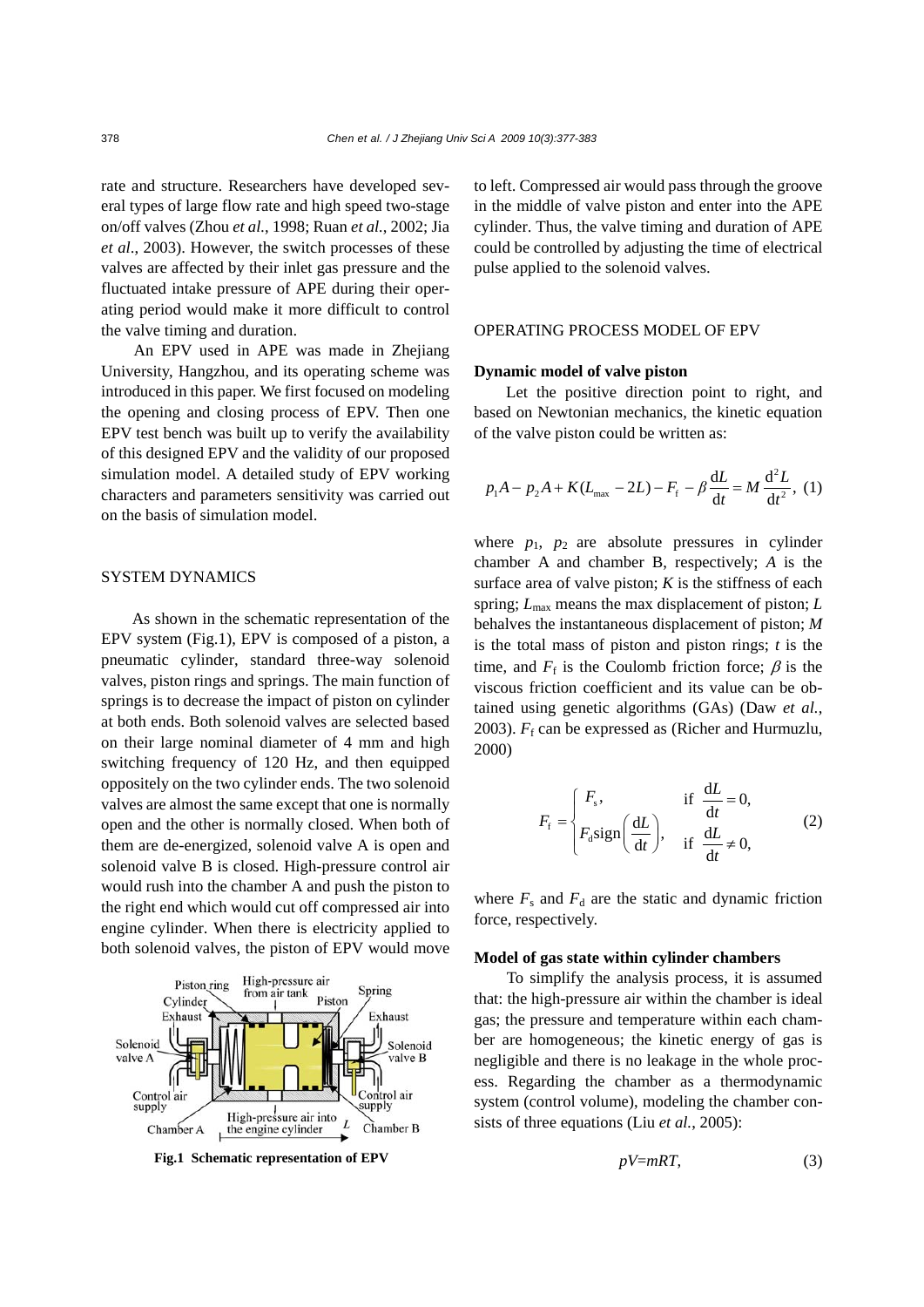rate and structure. Researchers have developed several types of large flow rate and high speed two-stage on/off valves (Zhou *et al.*, 1998; Ruan *et al.*, 2002; Jia *et al*., 2003). However, the switch processes of these valves are affected by their inlet gas pressure and the fluctuated intake pressure of APE during their operating period would make it more difficult to control the valve timing and duration.

An EPV used in APE was made in Zhejiang University, Hangzhou, and its operating scheme was introduced in this paper. We first focused on modeling the opening and closing process of EPV. Then one EPV test bench was built up to verify the availability of this designed EPV and the validity of our proposed simulation model. A detailed study of EPV working characters and parameters sensitivity was carried out on the basis of simulation model.

## SYSTEM DYNAMICS

As shown in the schematic representation of the EPV system (Fig.1), EPV is composed of a piston, a pneumatic cylinder, standard three-way solenoid valves, piston rings and springs. The main function of springs is to decrease the impact of piston on cylinder at both ends. Both solenoid valves are selected based on their large nominal diameter of 4 mm and high switching frequency of 120 Hz, and then equipped oppositely on the two cylinder ends. The two solenoid valves are almost the same except that one is normally open and the other is normally closed. When both of them are de-energized, solenoid valve A is open and solenoid valve B is closed. High-pressure control air would rush into the chamber A and push the piston to the right end which would cut off compressed air into engine cylinder. When there is electricity applied to both solenoid valves, the piston of EPV would move to left. Compressed air would pass through the groove in the middle of valve piston and enter into the APE cylinder. Thus, the valve timing and duration of APE could be controlled by adjusting the time of electrical pulse applied to the solenoid valves.

**Fig.1 Schematic representation of EPV**

## OPERATING PROCESS MODEL OF EPV

### Dynamic model of valve piston

Let the positive direction point to right, and based on Newtonian mechanics, the kinetic equation of the valve piston could be written as:

$$p_1A - p_2A + K(L_{\max} - 2L) - F_f - \beta\frac{dL}{dt} = M\frac{d^2L}{dt^2}, \quad (1)$$

where $p_1$, $p_2$ are absolute pressures in cylinder chamber A and chamber B, respectively; $A$ is the surface area of valve piston; $K$ is the stiffness of each spring; $L_{\max}$ means the max displacement of piston; $L$ behalves the instantaneous displacement of piston; $M$ is the total mass of piston and piston rings; $t$ is the time, and $F_f$ is the Coulomb friction force; $\beta$ is the viscous friction coefficient and its value can be obtained using genetic algorithms (GAs) (Daw *et al.*, 2003). $F_f$ can be expressed as (Richer and Hurmuzlu, 2000)

$$F_f = \begin{cases} F_s, & \text{if } \dfrac{dL}{dt} = 0, \\ F_d \text{sign}\left(\dfrac{dL}{dt}\right), & \text{if } \dfrac{dL}{dt} \neq 0, \end{cases} \quad (2)$$

where $F_s$ and $F_d$ are the static and dynamic friction force, respectively.

### Model of gas state within cylinder chambers

To simplify the analysis process, it is assumed that: the high-pressure air within the chamber is ideal gas; the pressure and temperature within each chamber are homogeneous; the kinetic energy of gas is negligible and there is no leakage in the whole process. Regarding the chamber as a thermodynamic system (control volume), modeling the chamber consists of three equations (Liu *et al.*, 2005):

$$pV = mRT, \quad (3)$$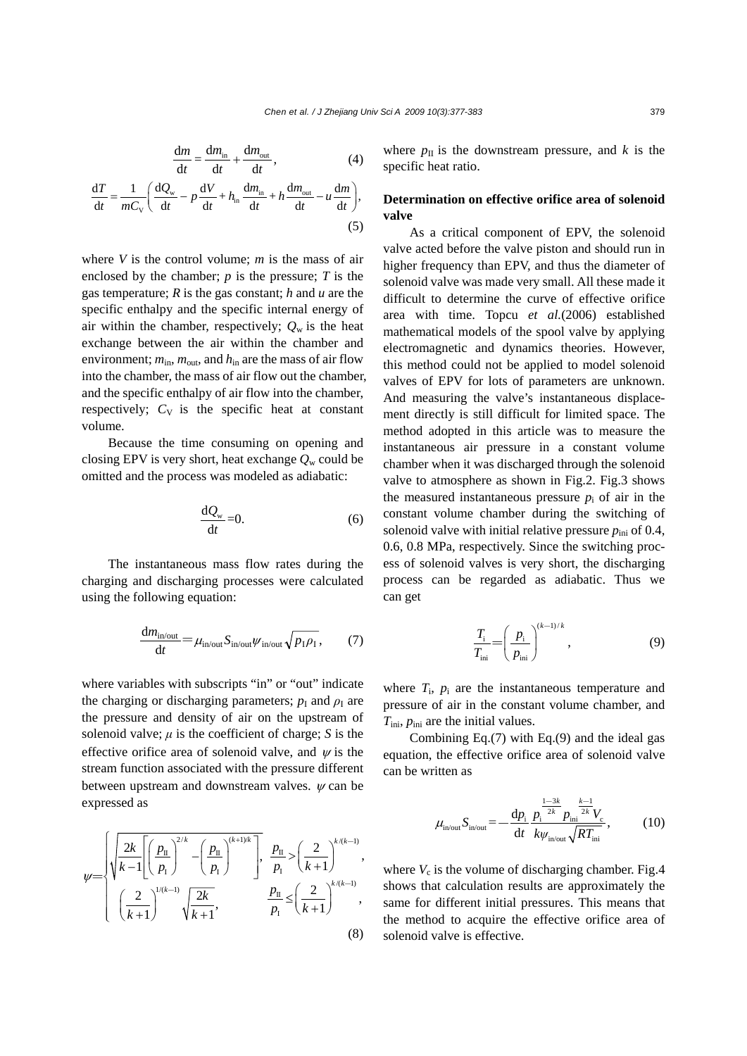$$\frac{\mathrm{d}m}{\mathrm{d}t} = \frac{\mathrm{d}m_{\mathrm{in}}}{\mathrm{d}t} + \frac{\mathrm{d}m_{\mathrm{out}}}{\mathrm{d}t}, \tag{4}$$

$$\frac{\mathrm{d}T}{\mathrm{d}t} = \frac{1}{mC_{\mathrm{V}}}\left(\frac{\mathrm{d}Q_{\mathrm{w}}}{\mathrm{d}t} - p\frac{\mathrm{d}V}{\mathrm{d}t} + h_{\mathrm{in}}\frac{\mathrm{d}m_{\mathrm{in}}}{\mathrm{d}t} + h\frac{\mathrm{d}m_{\mathrm{out}}}{\mathrm{d}t} - u\frac{\mathrm{d}m}{\mathrm{d}t}\right), \tag{5}$$

where $V$ is the control volume; $m$ is the mass of air enclosed by the chamber; $p$ is the pressure; $T$ is the gas temperature; $R$ is the gas constant; $h$ and $u$ are the specific enthalpy and the specific internal energy of air within the chamber, respectively; $Q_{\mathrm{w}}$ is the heat exchange between the air within the chamber and environment; $m_{\mathrm{in}}$, $m_{\mathrm{out}}$, and $h_{\mathrm{in}}$ are the mass of air flow into the chamber, the mass of air flow out the chamber, and the specific enthalpy of air flow into the chamber, respectively; $C_{\mathrm{V}}$ is the specific heat at constant volume.

Because the time consuming on opening and closing EPV is very short, heat exchange $Q_{\mathrm{w}}$ could be omitted and the process was modeled as adiabatic:

$$\frac{\mathrm{d}Q_{\mathrm{w}}}{\mathrm{d}t}=0. \tag{6}$$

The instantaneous mass flow rates during the charging and discharging processes were calculated using the following equation:

$$\frac{\mathrm{d}m_{\mathrm{in/out}}}{\mathrm{d}t} = \mu_{\mathrm{in/out}} S_{\mathrm{in/out}} \psi_{\mathrm{in/out}} \sqrt{p_{\mathrm{I}}\rho_{\mathrm{I}}}, \tag{7}$$

where variables with subscripts "in" or "out" indicate the charging or discharging parameters; $p_{\mathrm{I}}$ and $\rho_{\mathrm{I}}$ are the pressure and density of air on the upstream of solenoid valve; $\mu$ is the coefficient of charge; $S$ is the effective orifice area of solenoid valve, and $\psi$ is the stream function associated with the pressure different between upstream and downstream valves. $\psi$ can be expressed as

$$\psi = \begin{cases} \sqrt{\dfrac{2k}{k-1}\left[\left(\dfrac{p_{\mathrm{II}}}{p_{\mathrm{I}}}\right)^{2/k} - \left(\dfrac{p_{\mathrm{II}}}{p_{\mathrm{I}}}\right)^{(k+1)/k}\right]}, & \dfrac{p_{\mathrm{II}}}{p_{\mathrm{I}}} > \left(\dfrac{2}{k+1}\right)^{k/(k-1)}, \\ \left(\dfrac{2}{k+1}\right)^{1/(k-1)} \sqrt{\dfrac{2k}{k+1}}, & \dfrac{p_{\mathrm{II}}}{p_{\mathrm{I}}} \le \left(\dfrac{2}{k+1}\right)^{k/(k-1)}, \end{cases} \tag{8}$$

where $p_{\mathrm{II}}$ is the downstream pressure, and $k$ is the specific heat ratio.

**Determination on effective orifice area of solenoid valve**

As a critical component of EPV, the solenoid valve acted before the valve piston and should run in higher frequency than EPV, and thus the diameter of solenoid valve was made very small. All these made it difficult to determine the curve of effective orifice area with time. Topcu *et al.*(2006) established mathematical models of the spool valve by applying electromagnetic and dynamics theories. However, this method could not be applied to model solenoid valves of EPV for lots of parameters are unknown. And measuring the valve's instantaneous displacement directly is still difficult for limited space. The method adopted in this article was to measure the instantaneous air pressure in a constant volume chamber when it was discharged through the solenoid valve to atmosphere as shown in Fig.2. Fig.3 shows the measured instantaneous pressure $p_{\mathrm{i}}$ of air in the constant volume chamber during the switching of solenoid valve with initial relative pressure $p_{\mathrm{ini}}$ of 0.4, 0.6, 0.8 MPa, respectively. Since the switching process of solenoid valves is very short, the discharging process can be regarded as adiabatic. Thus we can get

$$\frac{T_{\mathrm{i}}}{T_{\mathrm{ini}}} = \left(\frac{p_{\mathrm{i}}}{p_{\mathrm{ini}}}\right)^{(k-1)/k}, \tag{9}$$

where $T_{\mathrm{i}}$, $p_{\mathrm{i}}$ are the instantaneous temperature and pressure of air in the constant volume chamber, and $T_{\mathrm{ini}}$, $p_{\mathrm{ini}}$ are the initial values.

Combining Eq.(7) with Eq.(9) and the ideal gas equation, the effective orifice area of solenoid valve can be written as

$$\mu_{\mathrm{in/out}} S_{\mathrm{in/out}} = -\frac{\mathrm{d}p_{\mathrm{i}}}{\mathrm{d}t} \frac{p_{\mathrm{i}}^{\frac{1-3k}{2k}} p_{\mathrm{ini}}^{\frac{k-1}{2k}} V_{\mathrm{c}}}{k\psi_{\mathrm{in/out}}\sqrt{RT_{\mathrm{ini}}}}, \tag{10}$$

where $V_{\mathrm{c}}$ is the volume of discharging chamber. Fig.4 shows that calculation results are approximately the same for different initial pressures. This means that the method to acquire the effective orifice area of solenoid valve is effective.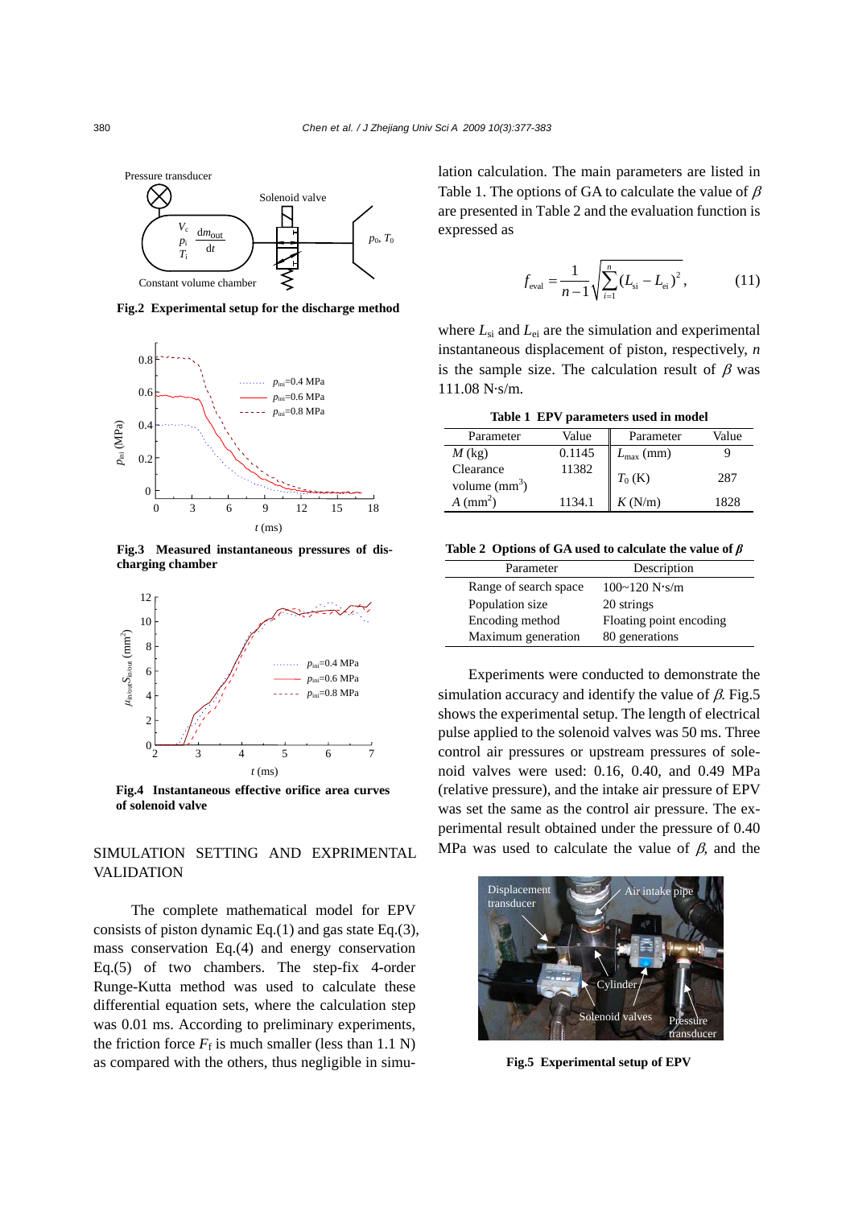Fig.2 Experimental setup for the discharge method

Fig.3 Measured instantaneous pressures of discharging chamber

Fig.4 Instantaneous effective orifice area curves of solenoid valve

## SIMULATION SETTING AND EXPRIMENTAL VALIDATION

The complete mathematical model for EPV consists of piston dynamic Eq.(1) and gas state Eq.(3), mass conservation Eq.(4) and energy conservation Eq.(5) of two chambers. The step-fix 4-order Runge-Kutta method was used to calculate these differential equation sets, where the calculation step was 0.01 ms. According to preliminary experiments, the friction force $F_f$ is much smaller (less than 1.1 N) as compared with the others, thus negligible in simulation calculation. The main parameters are listed in Table 1. The options of GA to calculate the value of $\beta$ are presented in Table 2 and the evaluation function is expressed as

$$f_{\text{eval}} = \frac{1}{n-1}\sqrt{\sum_{i=1}^{n}(L_{si} - L_{ei})^2}, \tag{11}$$

where $L_{si}$ and $L_{ei}$ are the simulation and experimental instantaneous displacement of piston, respectively, $n$ is the sample size. The calculation result of $\beta$ was 111.08 N·s/m.

**Table 1 EPV parameters used in model**

| Parameter | Value | Parameter | Value |
|---|---|---|---|
| $M$ (kg) | 0.1145 | $L_{max}$ (mm) | 9 |
| Clearance volume (mm$^3$) | 11382 | $T_0$ (K) | 287 |
| $A$ (mm$^2$) | 1134.1 | $K$ (N/m) | 1828 |

**Table 2 Options of GA used to calculate the value of $\beta$**

| Parameter | Description |
|---|---|
| Range of search space | 100~120 N·s/m |
| Population size | 20 strings |
| Encoding method | Floating point encoding |
| Maximum generation | 80 generations |

Experiments were conducted to demonstrate the simulation accuracy and identify the value of $\beta$. Fig.5 shows the experimental setup. The length of electrical pulse applied to the solenoid valves was 50 ms. Three control air pressures or upstream pressures of solenoid valves were used: 0.16, 0.40, and 0.49 MPa (relative pressure), and the intake air pressure of EPV was set the same as the control air pressure. The experimental result obtained under the pressure of 0.40 MPa was used to calculate the value of $\beta$, and the

Fig.5 Experimental setup of EPV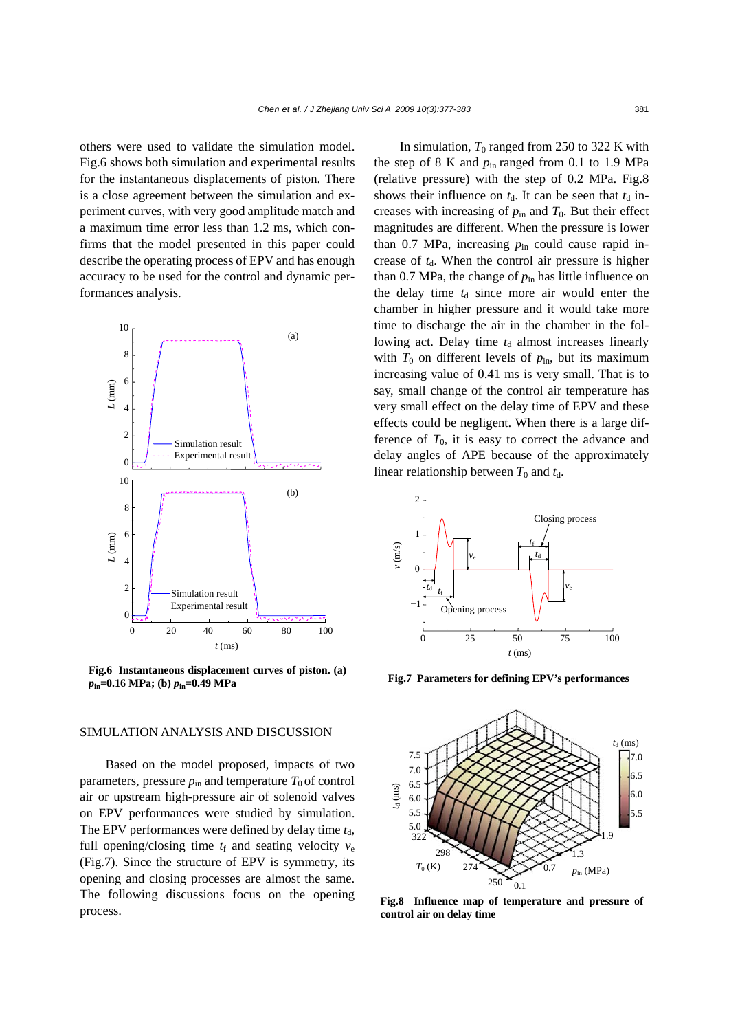others were used to validate the simulation model. Fig.6 shows both simulation and experimental results for the instantaneous displacements of piston. There is a close agreement between the simulation and experiment curves, with very good amplitude match and a maximum time error less than 1.2 ms, which confirms that the model presented in this paper could describe the operating process of EPV and has enough accuracy to be used for the control and dynamic performances analysis.

**Fig.6 Instantaneous displacement curves of piston. (a) $p_{in}$=0.16 MPa; (b) $p_{in}$=0.49 MPa**

## SIMULATION ANALYSIS AND DISCUSSION

Based on the model proposed, impacts of two parameters, pressure $p_{in}$ and temperature $T_0$ of control air or upstream high-pressure air of solenoid valves on EPV performances were studied by simulation. The EPV performances were defined by delay time $t_d$, full opening/closing time $t_f$ and seating velocity $v_e$ (Fig.7). Since the structure of EPV is symmetry, its opening and closing processes are almost the same. The following discussions focus on the opening process.

In simulation, $T_0$ ranged from 250 to 322 K with the step of 8 K and $p_{in}$ ranged from 0.1 to 1.9 MPa (relative pressure) with the step of 0.2 MPa. Fig.8 shows their influence on $t_d$. It can be seen that $t_d$ increases with increasing of $p_{in}$ and $T_0$. But their effect magnitudes are different. When the pressure is lower than 0.7 MPa, increasing $p_{in}$ could cause rapid increase of $t_d$. When the control air pressure is higher than 0.7 MPa, the change of $p_{in}$ has little influence on the delay time $t_d$ since more air would enter the chamber in higher pressure and it would take more time to discharge the air in the chamber in the following act. Delay time $t_d$ almost increases linearly with $T_0$ on different levels of $p_{in}$, but its maximum increasing value of 0.41 ms is very small. That is to say, small change of the control air temperature has very small effect on the delay time of EPV and these effects could be negligent. When there is a large difference of $T_0$, it is easy to correct the advance and delay angles of APE because of the approximately linear relationship between $T_0$ and $t_d$.

**Fig.7 Parameters for defining EPV's performances**

**Fig.8 Influence map of temperature and pressure of control air on delay time**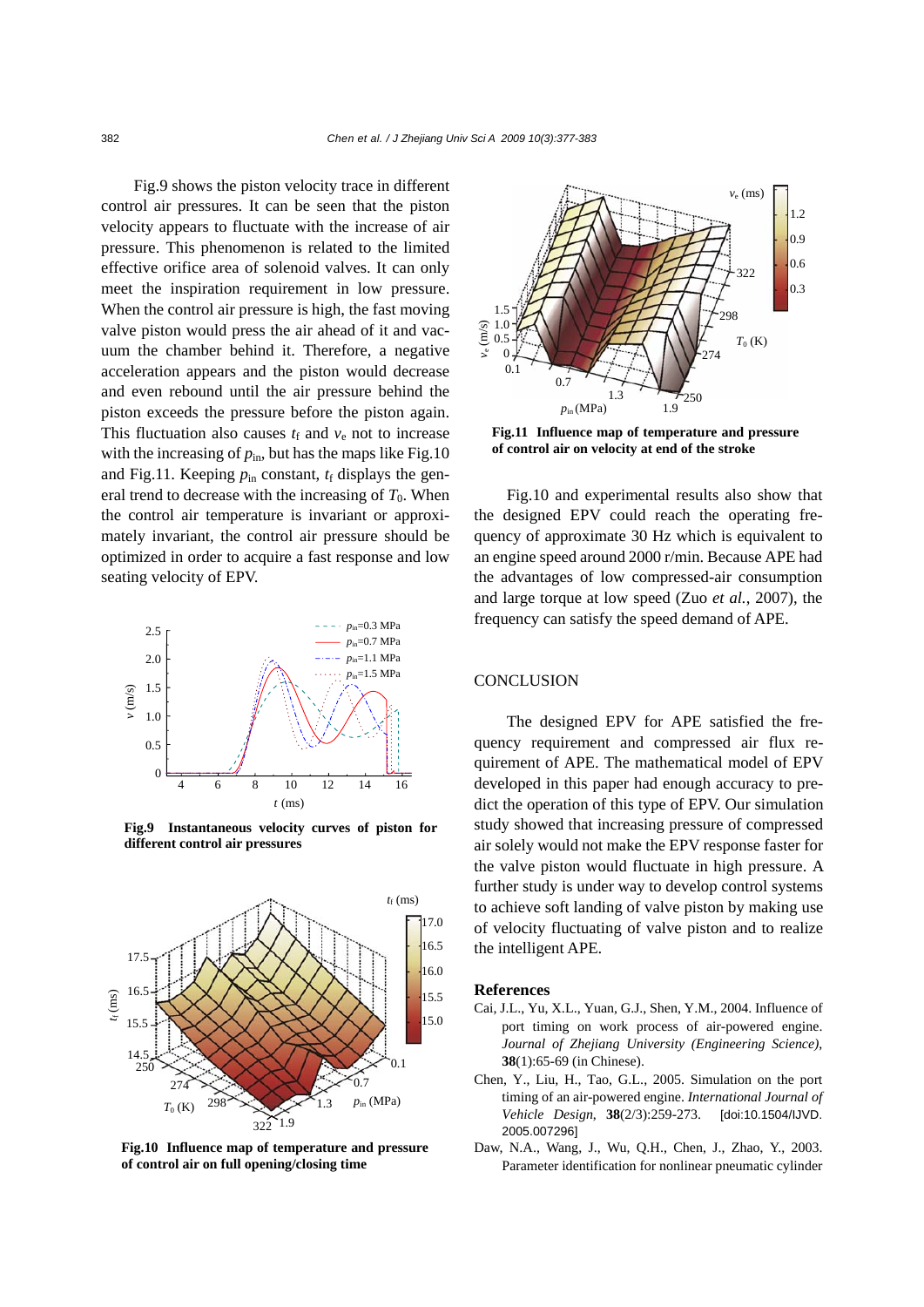Fig.9 shows the piston velocity trace in different control air pressures. It can be seen that the piston velocity appears to fluctuate with the increase of air pressure. This phenomenon is related to the limited effective orifice area of solenoid valves. It can only meet the inspiration requirement in low pressure. When the control air pressure is high, the fast moving valve piston would press the air ahead of it and vacuum the chamber behind it. Therefore, a negative acceleration appears and the piston would decrease and even rebound until the air pressure behind the piston exceeds the pressure before the piston again. This fluctuation also causes $t_f$ and $v_e$ not to increase with the increasing of $p_{in}$, but has the maps like Fig.10 and Fig.11. Keeping $p_{in}$ constant, $t_f$ displays the general trend to decrease with the increasing of $T_0$. When the control air temperature is invariant or approximately invariant, the control air pressure should be optimized in order to acquire a fast response and low seating velocity of EPV.

**Fig.9 Instantaneous velocity curves of piston for different control air pressures**

**Fig.10 Influence map of temperature and pressure of control air on full opening/closing time**

**Fig.11 Influence map of temperature and pressure of control air on velocity at end of the stroke**

Fig.10 and experimental results also show that the designed EPV could reach the operating frequency of approximate 30 Hz which is equivalent to an engine speed around 2000 r/min. Because APE had the advantages of low compressed-air consumption and large torque at low speed (Zuo *et al.*, 2007), the frequency can satisfy the speed demand of APE.

## CONCLUSION

The designed EPV for APE satisfied the frequency requirement and compressed air flux requirement of APE. The mathematical model of EPV developed in this paper had enough accuracy to predict the operation of this type of EPV. Our simulation study showed that increasing pressure of compressed air solely would not make the EPV response faster for the valve piston would fluctuate in high pressure. A further study is under way to develop control systems to achieve soft landing of valve piston by making use of velocity fluctuating of valve piston and to realize the intelligent APE.

## References

Cai, J.L., Yu, X.L., Yuan, G.J., Shen, Y.M., 2004. Influence of port timing on work process of air-powered engine. *Journal of Zhejiang University (Engineering Science)*, **38**(1):65-69 (in Chinese).

Chen, Y., Liu, H., Tao, G.L., 2005. Simulation on the port timing of an air-powered engine. *International Journal of Vehicle Design*, **38**(2/3):259-273. [doi:10.1504/IJVD.2005.007296]

Daw, N.A., Wang, J., Wu, Q.H., Chen, J., Zhao, Y., 2003. Parameter identification for nonlinear pneumatic cylinder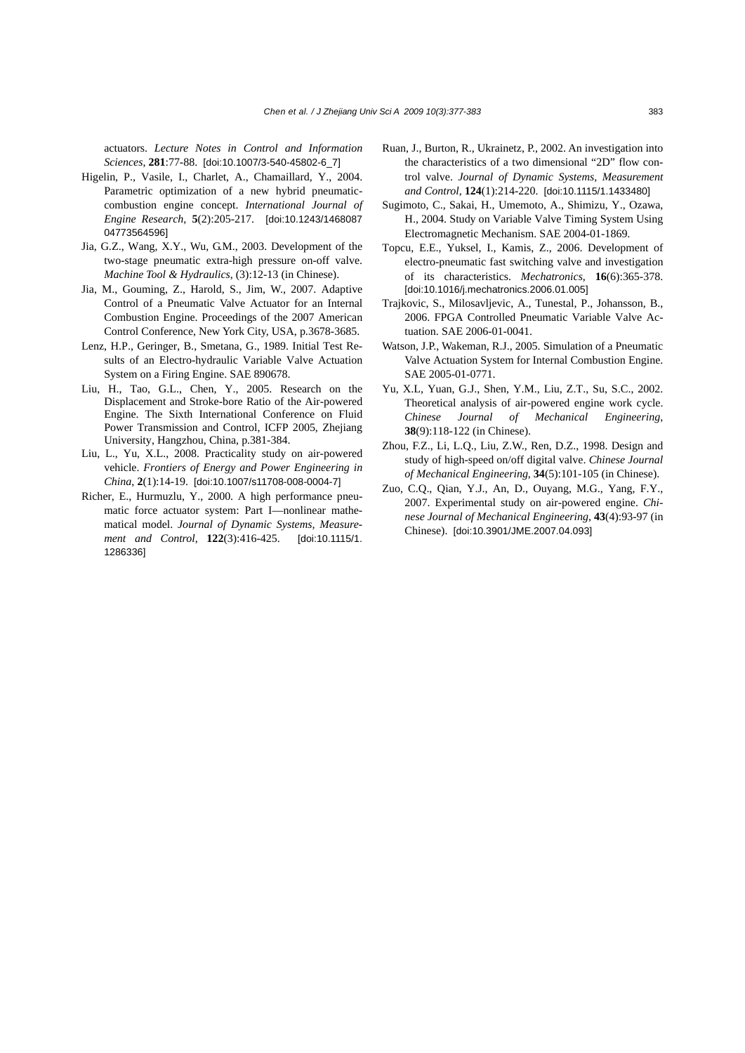actuators. *Lecture Notes in Control and Information Sciences*, **281**:77-88. [doi:10.1007/3-540-45802-6_7]

Higelin, P., Vasile, I., Charlet, A., Chamaillard, Y., 2004. Parametric optimization of a new hybrid pneumatic-combustion engine concept. *International Journal of Engine Research*, **5**(2):205-217. [doi:10.1243/146808704773564596]

Jia, G.Z., Wang, X.Y., Wu, G.M., 2003. Development of the two-stage pneumatic extra-high pressure on-off valve. *Machine Tool & Hydraulics*, (3):12-13 (in Chinese).

Jia, M., Gouming, Z., Harold, S., Jim, W., 2007. Adaptive Control of a Pneumatic Valve Actuator for an Internal Combustion Engine. Proceedings of the 2007 American Control Conference, New York City, USA, p.3678-3685.

Lenz, H.P., Geringer, B., Smetana, G., 1989. Initial Test Results of an Electro-hydraulic Variable Valve Actuation System on a Firing Engine. SAE 890678.

Liu, H., Tao, G.L., Chen, Y., 2005. Research on the Displacement and Stroke-bore Ratio of the Air-powered Engine. The Sixth International Conference on Fluid Power Transmission and Control, ICFP 2005, Zhejiang University, Hangzhou, China, p.381-384.

Liu, L., Yu, X.L., 2008. Practicality study on air-powered vehicle. *Frontiers of Energy and Power Engineering in China*, **2**(1):14-19. [doi:10.1007/s11708-008-0004-7]

Richer, E., Hurmuzlu, Y., 2000. A high performance pneumatic force actuator system: Part I—nonlinear mathematical model. *Journal of Dynamic Systems, Measurement and Control*, **122**(3):416-425. [doi:10.1115/1.1286336]

Ruan, J., Burton, R., Ukrainetz, P., 2002. An investigation into the characteristics of a two dimensional "2D" flow control valve. *Journal of Dynamic Systems, Measurement and Control*, **124**(1):214-220. [doi:10.1115/1.1433480]

Sugimoto, C., Sakai, H., Umemoto, A., Shimizu, Y., Ozawa, H., 2004. Study on Variable Valve Timing System Using Electromagnetic Mechanism. SAE 2004-01-1869.

Topcu, E.E., Yuksel, I., Kamis, Z., 2006. Development of electro-pneumatic fast switching valve and investigation of its characteristics. *Mechatronics*, **16**(6):365-378. [doi:10.1016/j.mechatronics.2006.01.005]

Trajkovic, S., Milosavljevic, A., Tunestal, P., Johansson, B., 2006. FPGA Controlled Pneumatic Variable Valve Actuation. SAE 2006-01-0041.

Watson, J.P., Wakeman, R.J., 2005. Simulation of a Pneumatic Valve Actuation System for Internal Combustion Engine. SAE 2005-01-0771.

Yu, X.L, Yuan, G.J., Shen, Y.M., Liu, Z.T., Su, S.C., 2002. Theoretical analysis of air-powered engine work cycle. *Chinese Journal of Mechanical Engineering*, **38**(9):118-122 (in Chinese).

Zhou, F.Z., Li, L.Q., Liu, Z.W., Ren, D.Z., 1998. Design and study of high-speed on/off digital valve. *Chinese Journal of Mechanical Engineering*, **34**(5):101-105 (in Chinese).

Zuo, C.Q., Qian, Y.J., An, D., Ouyang, M.G., Yang, F.Y., 2007. Experimental study on air-powered engine. *Chinese Journal of Mechanical Engineering*, **43**(4):93-97 (in Chinese). [doi:10.3901/JME.2007.04.093]